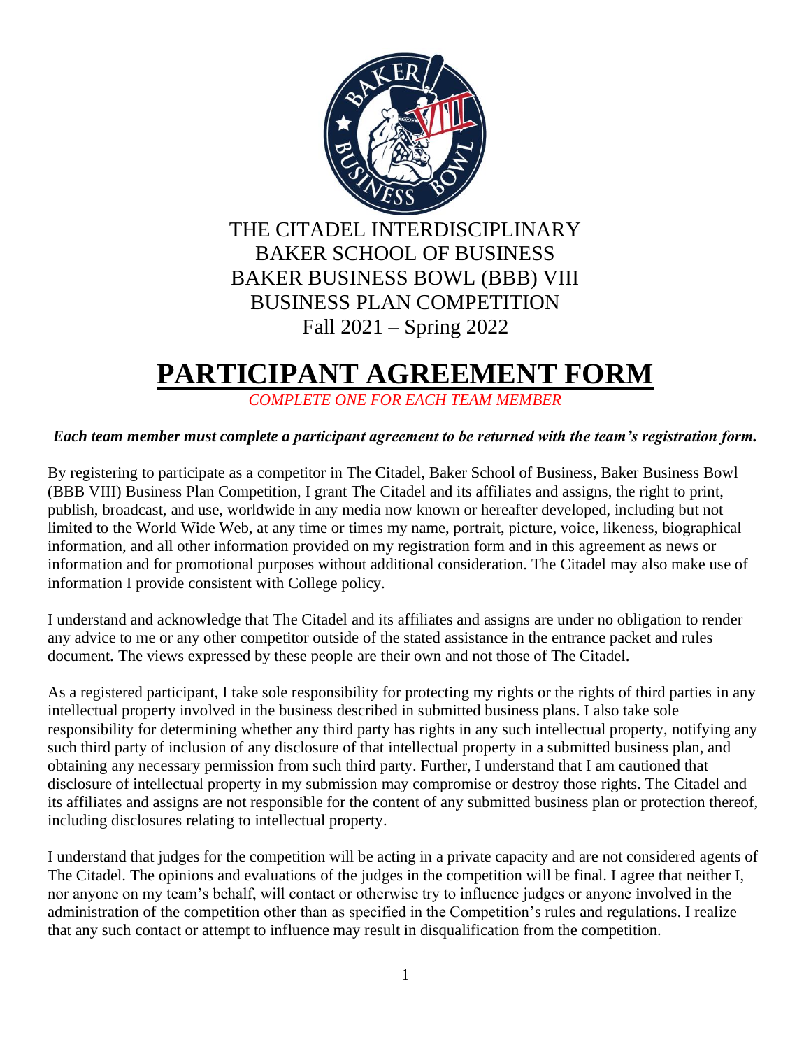THE CITADEL INTERDISCIPLINARY
BAKER SCHOOL OF BUSINESS
BAKER BUSINESS BOWL (BBB) VIII
BUSINESS PLAN COMPETITION
Fall 2021 – Spring 2022

# PARTICIPANT AGREEMENT FORM

*COMPLETE ONE FOR EACH TEAM MEMBER*

***Each team member must complete a participant agreement to be returned with the team's registration form.***

By registering to participate as a competitor in The Citadel, Baker School of Business, Baker Business Bowl (BBB VIII) Business Plan Competition, I grant The Citadel and its affiliates and assigns, the right to print, publish, broadcast, and use, worldwide in any media now known or hereafter developed, including but not limited to the World Wide Web, at any time or times my name, portrait, picture, voice, likeness, biographical information, and all other information provided on my registration form and in this agreement as news or information and for promotional purposes without additional consideration. The Citadel may also make use of information I provide consistent with College policy.

I understand and acknowledge that The Citadel and its affiliates and assigns are under no obligation to render any advice to me or any other competitor outside of the stated assistance in the entrance packet and rules document. The views expressed by these people are their own and not those of The Citadel.

As a registered participant, I take sole responsibility for protecting my rights or the rights of third parties in any intellectual property involved in the business described in submitted business plans. I also take sole responsibility for determining whether any third party has rights in any such intellectual property, notifying any such third party of inclusion of any disclosure of that intellectual property in a submitted business plan, and obtaining any necessary permission from such third party. Further, I understand that I am cautioned that disclosure of intellectual property in my submission may compromise or destroy those rights. The Citadel and its affiliates and assigns are not responsible for the content of any submitted business plan or protection thereof, including disclosures relating to intellectual property.

I understand that judges for the competition will be acting in a private capacity and are not considered agents of The Citadel. The opinions and evaluations of the judges in the competition will be final. I agree that neither I, nor anyone on my team's behalf, will contact or otherwise try to influence judges or anyone involved in the administration of the competition other than as specified in the Competition's rules and regulations. I realize that any such contact or attempt to influence may result in disqualification from the competition.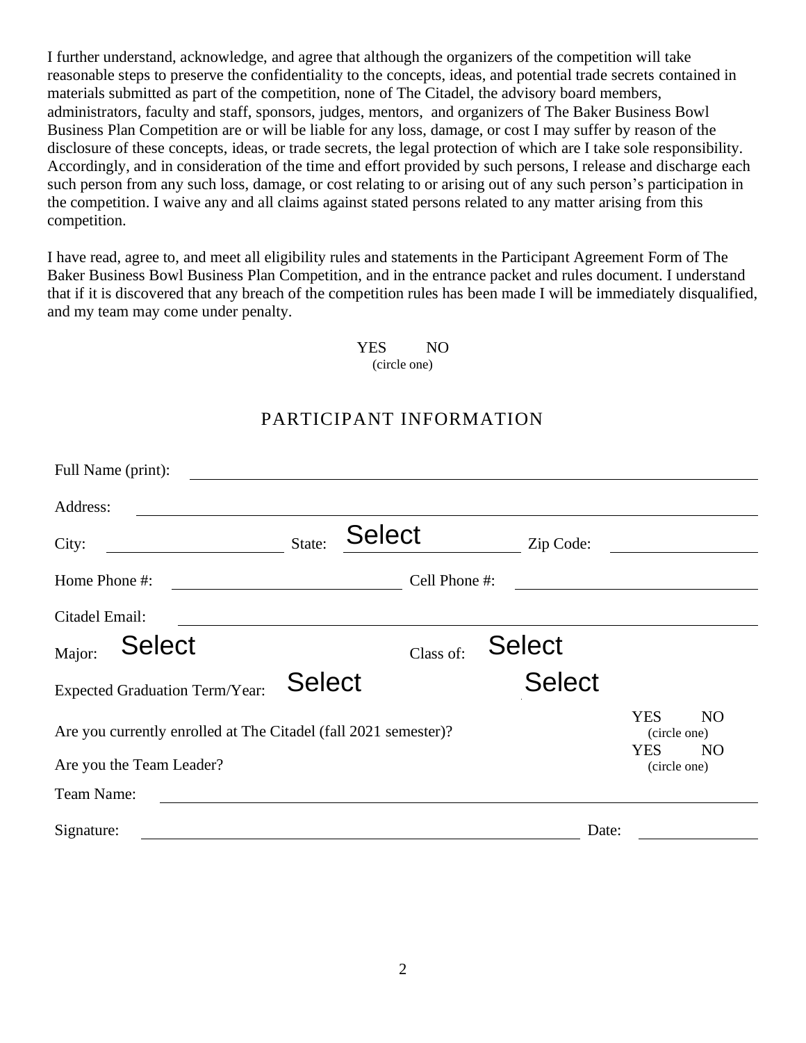I further understand, acknowledge, and agree that although the organizers of the competition will take reasonable steps to preserve the confidentiality to the concepts, ideas, and potential trade secrets contained in materials submitted as part of the competition, none of The Citadel, the advisory board members, administrators, faculty and staff, sponsors, judges, mentors, and organizers of The Baker Business Bowl Business Plan Competition are or will be liable for any loss, damage, or cost I may suffer by reason of the disclosure of these concepts, ideas, or trade secrets, the legal protection of which are I take sole responsibility. Accordingly, and in consideration of the time and effort provided by such persons, I release and discharge each such person from any such loss, damage, or cost relating to or arising out of any such person's participation in the competition. I waive any and all claims against stated persons related to any matter arising from this competition.

I have read, agree to, and meet all eligibility rules and statements in the Participant Agreement Form of The Baker Business Bowl Business Plan Competition, and in the entrance packet and rules document. I understand that if it is discovered that any breach of the competition rules has been made I will be immediately disqualified, and my team may come under penalty.

YES NO
(circle one)

## PARTICIPANT INFORMATION

Full Name (print): ______________________________

Address: ______________________________

City: ______________ State: Select ______________ Zip Code: ______________

Home Phone #: ______________ Cell Phone #: ______________

Citadel Email: ______________________________

Major: Select Class of: Select

Expected Graduation Term/Year: Select Select

Are you currently enrolled at The Citadel (fall 2021 semester)? YES NO (circle one)

Are you the Team Leader? YES NO (circle one)

Team Name: ______________________________

Signature: ______________________________ Date: ______________